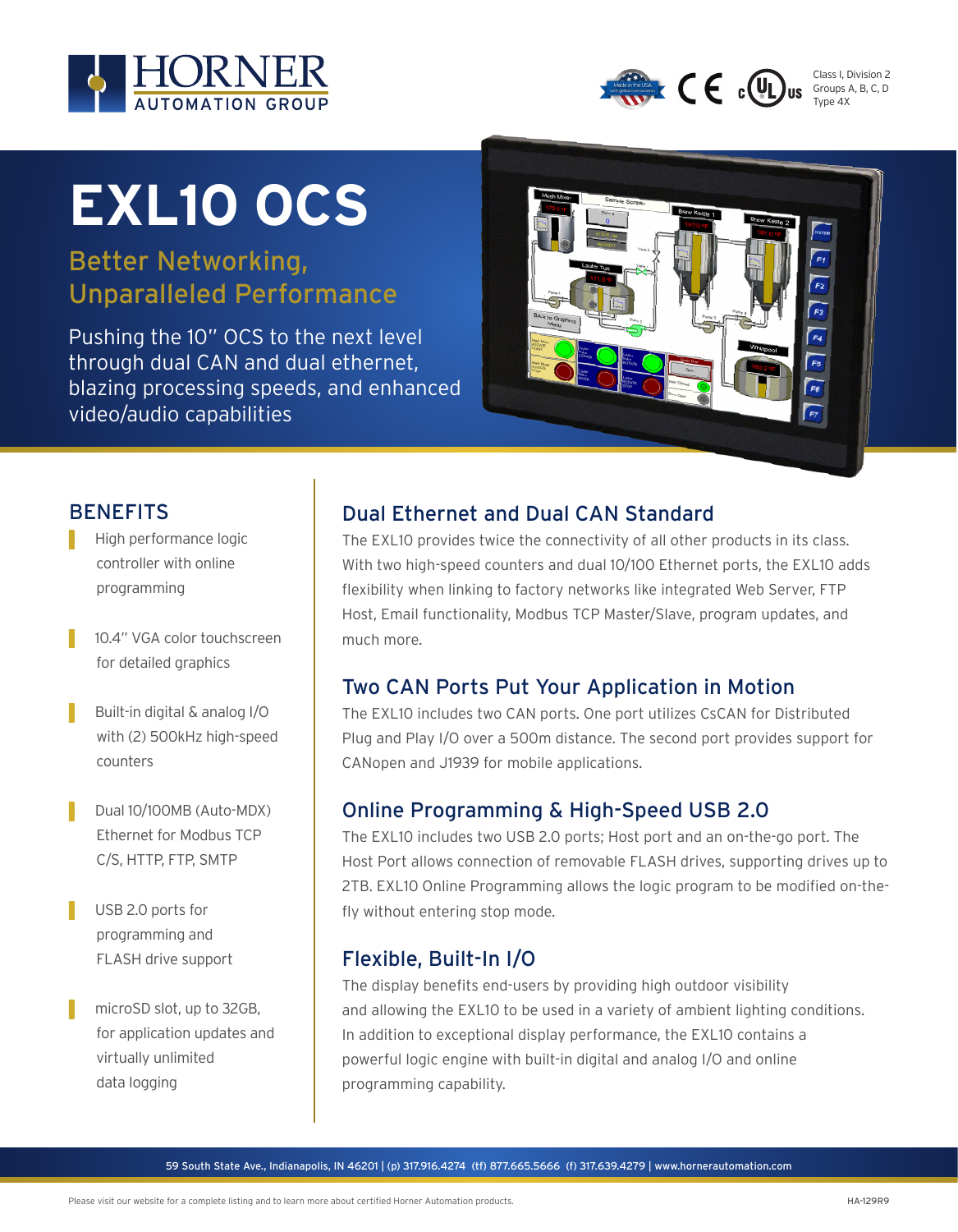HORNER AUTOMATION GROUP

Class I, Division 2
Groups A, B, C, D
Type 4X

# EXL10 OCS

## Better Networking, Unparalleled Performance

Pushing the 10" OCS to the next level through dual CAN and dual ethernet, blazing processing speeds, and enhanced video/audio capabilities

## BENEFITS

- High performance logic controller with online programming
- 10.4" VGA color touchscreen for detailed graphics
- Built-in digital & analog I/O with (2) 500kHz high-speed counters
- Dual 10/100MB (Auto-MDX) Ethernet for Modbus TCP C/S, HTTP, FTP, SMTP
- USB 2.0 ports for programming and FLASH drive support
- microSD slot, up to 32GB, for application updates and virtually unlimited data logging

## Dual Ethernet and Dual CAN Standard

The EXL10 provides twice the connectivity of all other products in its class. With two high-speed counters and dual 10/100 Ethernet ports, the EXL10 adds flexibility when linking to factory networks like integrated Web Server, FTP Host, Email functionality, Modbus TCP Master/Slave, program updates, and much more.

## Two CAN Ports Put Your Application in Motion

The EXL10 includes two CAN ports. One port utilizes CsCAN for Distributed Plug and Play I/O over a 500m distance. The second port provides support for CANopen and J1939 for mobile applications.

## Online Programming & High-Speed USB 2.0

The EXL10 includes two USB 2.0 ports; Host port and an on-the-go port. The Host Port allows connection of removable FLASH drives, supporting drives up to 2TB. EXL10 Online Programming allows the logic program to be modified on-the-fly without entering stop mode.

## Flexible, Built-In I/O

The display benefits end-users by providing high outdoor visibility and allowing the EXL10 to be used in a variety of ambient lighting conditions. In addition to exceptional display performance, the EXL10 contains a powerful logic engine with built-in digital and analog I/O and online programming capability.

59 South State Ave., Indianapolis, IN 46201 | (p) 317.916.4274 (tf) 877.665.5666 (f) 317.639.4279 | www.hornerautomation.com

Please visit our website for a complete listing and to learn more about certified Horner Automation products.

HA-129R9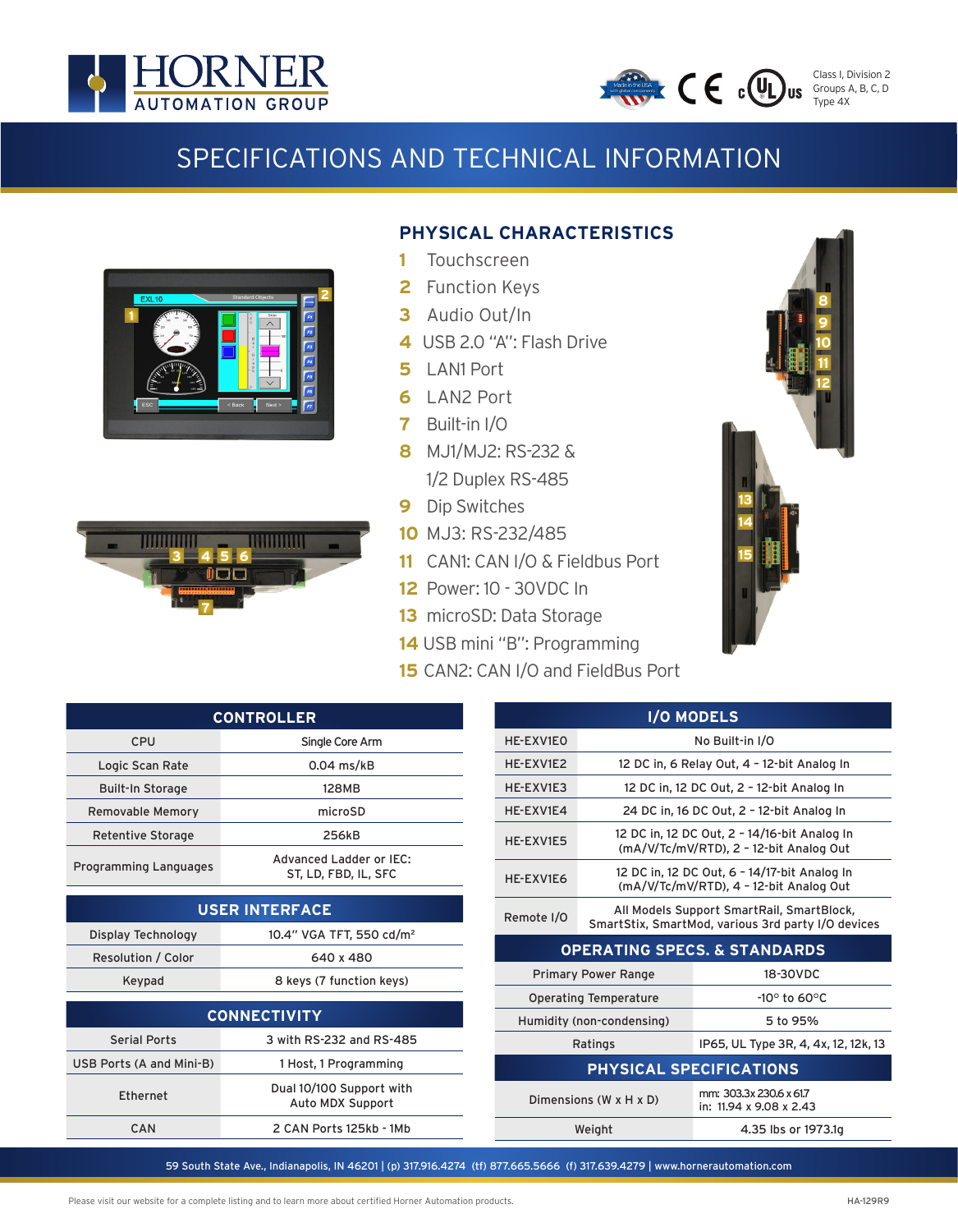# SPECIFICATIONS AND TECHNICAL INFORMATION

Class I, Division 2
Groups A, B, C, D
Type 4X

## PHYSICAL CHARACTERISTICS

1. Touchscreen
2. Function Keys
3. Audio Out/In
4. USB 2.0 "A": Flash Drive
5. LAN1 Port
6. LAN2 Port
7. Built-in I/O
8. MJ1/MJ2: RS-232 & 1/2 Duplex RS-485
9. Dip Switches
10. MJ3: RS-232/485
11. CAN1: CAN I/O & Fieldbus Port
12. Power: 10 - 30VDC In
13. microSD: Data Storage
14. USB mini "B": Programming
15. CAN2: CAN I/O and FieldBus Port

| CONTROLLER | |
|---|---|
| CPU | Single Core Arm |
| Logic Scan Rate | 0.04 ms/kB |
| Built-In Storage | 128MB |
| Removable Memory | microSD |
| Retentive Storage | 256kB |
| Programming Languages | Advanced Ladder or IEC: ST, LD, FBD, IL, SFC |

| USER INTERFACE | |
|---|---|
| Display Technology | 10.4" VGA TFT, 550 cd/m² |
| Resolution / Color | 640 x 480 |
| Keypad | 8 keys (7 function keys) |

| CONNECTIVITY | |
|---|---|
| Serial Ports | 3 with RS-232 and RS-485 |
| USB Ports (A and Mini-B) | 1 Host, 1 Programming |
| Ethernet | Dual 10/100 Support with Auto MDX Support |
| CAN | 2 CAN Ports 125kb - 1Mb |

| I/O MODELS | |
|---|---|
| HE-EXV1E0 | No Built-in I/O |
| HE-EXV1E2 | 12 DC in, 6 Relay Out, 4 - 12-bit Analog In |
| HE-EXV1E3 | 12 DC in, 12 DC Out, 2 - 12-bit Analog In |
| HE-EXV1E4 | 24 DC in, 16 DC Out, 2 - 12-bit Analog In |
| HE-EXV1E5 | 12 DC in, 12 DC Out, 2 - 14/16-bit Analog In (mA/V/Tc/mV/RTD), 2 - 12-bit Analog Out |
| HE-EXV1E6 | 12 DC in, 12 DC Out, 6 - 14/17-bit Analog In (mA/V/Tc/mV/RTD), 4 - 12-bit Analog Out |
| Remote I/O | All Models Support SmartRail, SmartBlock, SmartStix, SmartMod, various 3rd party I/O devices |

| OPERATING SPECS. & STANDARDS | |
|---|---|
| Primary Power Range | 18-30VDC |
| Operating Temperature | -10° to 60°C |
| Humidity (non-condensing) | 5 to 95% |
| Ratings | IP65, UL Type 3R, 4, 4x, 12, 12k, 13 |

| PHYSICAL SPECIFICATIONS | |
|---|---|
| Dimensions (W x H x D) | mm: 303.3x 230.6 x 61.7<br>in: 11.94 x 9.08 x 2.43 |
| Weight | 4.35 lbs or 1973.1g |

59 South State Ave., Indianapolis, IN 46201 | (p) 317.916.4274 (tf) 877.665.5666 (f) 317.639.4279 | www.hornerautomation.com

Please visit our website for a complete listing and to learn more about certified Horner Automation products.

HA-129R9